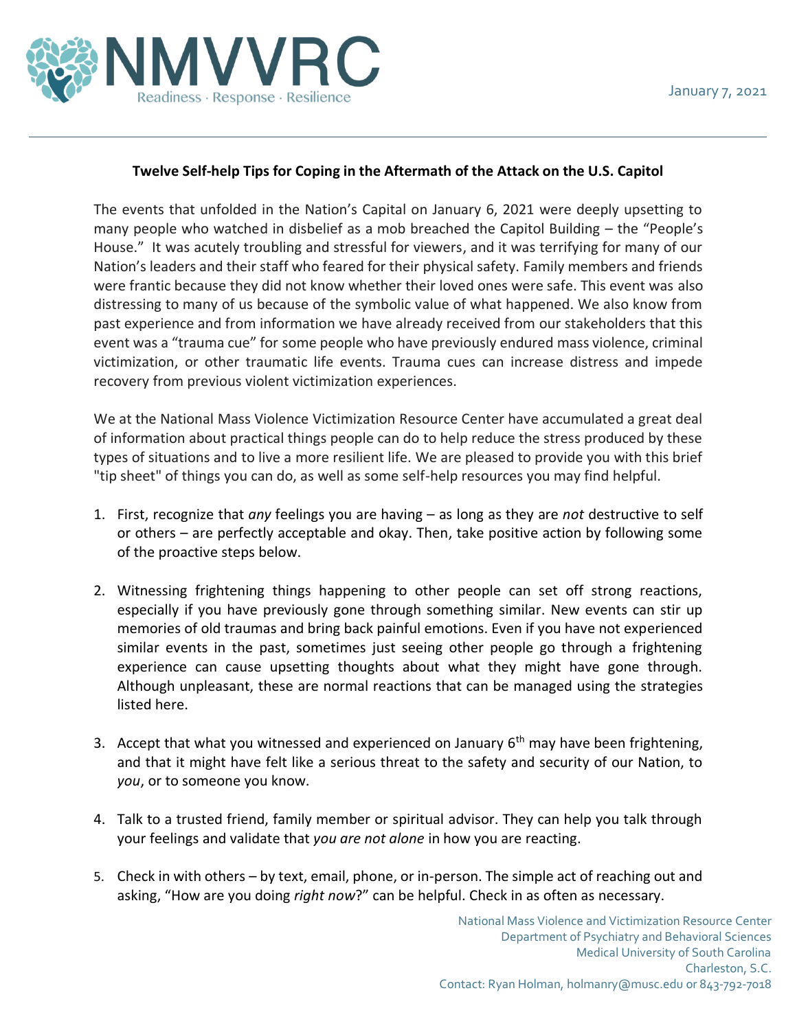NMVVRC

Readiness · Response · Resilience

January 7, 2021

**Twelve Self-help Tips for Coping in the Aftermath of the Attack on the U.S. Capitol**

The events that unfolded in the Nation's Capital on January 6, 2021 were deeply upsetting to many people who watched in disbelief as a mob breached the Capitol Building – the "People's House." It was acutely troubling and stressful for viewers, and it was terrifying for many of our Nation's leaders and their staff who feared for their physical safety. Family members and friends were frantic because they did not know whether their loved ones were safe. This event was also distressing to many of us because of the symbolic value of what happened. We also know from past experience and from information we have already received from our stakeholders that this event was a "trauma cue" for some people who have previously endured mass violence, criminal victimization, or other traumatic life events. Trauma cues can increase distress and impede recovery from previous violent victimization experiences.

We at the National Mass Violence Victimization Resource Center have accumulated a great deal of information about practical things people can do to help reduce the stress produced by these types of situations and to live a more resilient life. We are pleased to provide you with this brief "tip sheet" of things you can do, as well as some self-help resources you may find helpful.

1. First, recognize that *any* feelings you are having – as long as they are *not* destructive to self or others – are perfectly acceptable and okay. Then, take positive action by following some of the proactive steps below.

2. Witnessing frightening things happening to other people can set off strong reactions, especially if you have previously gone through something similar. New events can stir up memories of old traumas and bring back painful emotions. Even if you have not experienced similar events in the past, sometimes just seeing other people go through a frightening experience can cause upsetting thoughts about what they might have gone through. Although unpleasant, these are normal reactions that can be managed using the strategies listed here.

3. Accept that what you witnessed and experienced on January 6th may have been frightening, and that it might have felt like a serious threat to the safety and security of our Nation, to *you*, or to someone you know.

4. Talk to a trusted friend, family member or spiritual advisor. They can help you talk through your feelings and validate that *you are not alone* in how you are reacting.

5. Check in with others – by text, email, phone, or in-person. The simple act of reaching out and asking, "How are you doing *right now*?" can be helpful. Check in as often as necessary.

National Mass Violence and Victimization Resource Center
Department of Psychiatry and Behavioral Sciences
Medical University of South Carolina
Charleston, S.C.
Contact: Ryan Holman, holmanry@musc.edu or 843-792-7018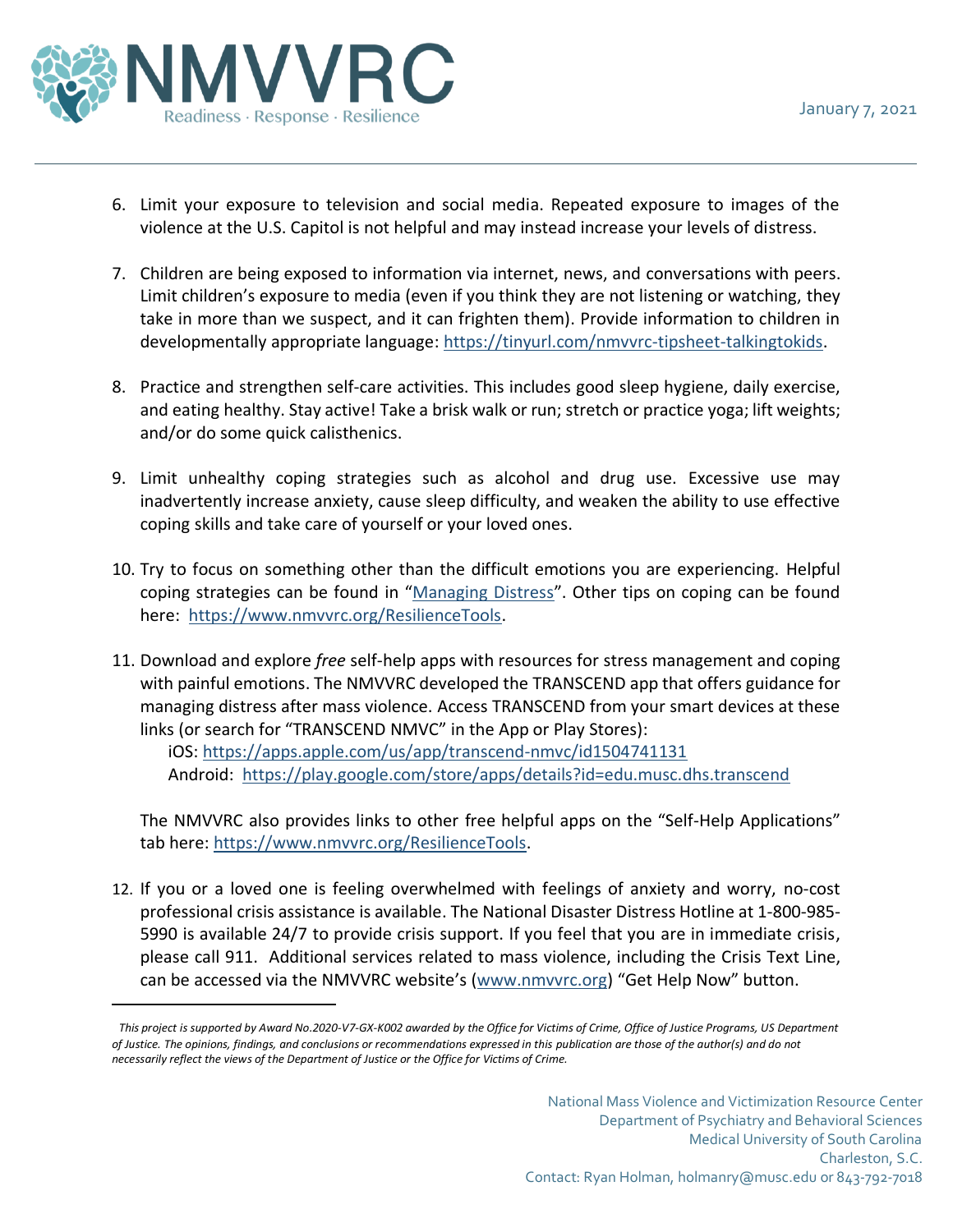6. Limit your exposure to television and social media. Repeated exposure to images of the violence at the U.S. Capitol is not helpful and may instead increase your levels of distress.

7. Children are being exposed to information via internet, news, and conversations with peers. Limit children's exposure to media (even if you think they are not listening or watching, they take in more than we suspect, and it can frighten them). Provide information to children in developmentally appropriate language: https://tinyurl.com/nmvvrc-tipsheet-talkingtokids.

8. Practice and strengthen self-care activities. This includes good sleep hygiene, daily exercise, and eating healthy. Stay active! Take a brisk walk or run; stretch or practice yoga; lift weights; and/or do some quick calisthenics.

9. Limit unhealthy coping strategies such as alcohol and drug use. Excessive use may inadvertently increase anxiety, cause sleep difficulty, and weaken the ability to use effective coping skills and take care of yourself or your loved ones.

10. Try to focus on something other than the difficult emotions you are experiencing. Helpful coping strategies can be found in "Managing Distress". Other tips on coping can be found here: https://www.nmvvrc.org/ResilienceTools.

11. Download and explore *free* self-help apps with resources for stress management and coping with painful emotions. The NMVVRC developed the TRANSCEND app that offers guidance for managing distress after mass violence. Access TRANSCEND from your smart devices at these links (or search for "TRANSCEND NMVC" in the App or Play Stores):

    iOS: https://apps.apple.com/us/app/transcend-nmvc/id1504741131
    
    Android: https://play.google.com/store/apps/details?id=edu.musc.dhs.transcend

    The NMVVRC also provides links to other free helpful apps on the "Self-Help Applications" tab here: https://www.nmvvrc.org/ResilienceTools.

12. If you or a loved one is feeling overwhelmed with feelings of anxiety and worry, no-cost professional crisis assistance is available. The National Disaster Distress Hotline at 1-800-985-5990 is available 24/7 to provide crisis support. If you feel that you are in immediate crisis, please call 911. Additional services related to mass violence, including the Crisis Text Line, can be accessed via the NMVVRC website's (www.nmvvrc.org) "Get Help Now" button.

---

*This project is supported by Award No.2020-V7-GX-K002 awarded by the Office for Victims of Crime, Office of Justice Programs, US Department of Justice. The opinions, findings, and conclusions or recommendations expressed in this publication are those of the author(s) and do not necessarily reflect the views of the Department of Justice or the Office for Victims of Crime.*

National Mass Violence and Victimization Resource Center
Department of Psychiatry and Behavioral Sciences
Medical University of South Carolina
Charleston, S.C.
Contact: Ryan Holman, holmanry@musc.edu or 843-792-7018